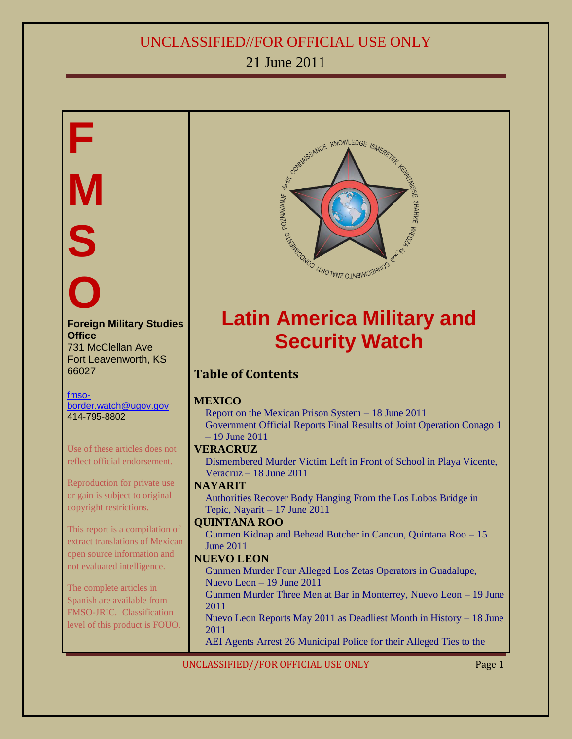UNCLASSIFIED//FOR OFFICIAL USE ONLY

21 June 2011

**F M S O**

**Foreign Military Studies Office**
731 McClellan Ave
Fort Leavenworth, KS
66027

fmso-border.watch@ugov.gov
414-795-8802

Use of these articles does not reflect official endorsement.

Reproduction for private use or gain is subject to original copyright restrictions.

This report is a compilation of extract translations of Mexican open source information and not evaluated intelligence.

The complete articles in Spanish are available from FMSO-JRIC. Classification level of this product is FOUO.

# Latin America Military and Security Watch

## Table of Contents

**MEXICO**
- Report on the Mexican Prison System – 18 June 2011
- Government Official Reports Final Results of Joint Operation Conago 1 – 19 June 2011

**VERACRUZ**
- Dismembered Murder Victim Left in Front of School in Playa Vicente, Veracruz – 18 June 2011

**NAYARIT**
- Authorities Recover Body Hanging From the Los Lobos Bridge in Tepic, Nayarit – 17 June 2011

**QUINTANA ROO**
- Gunmen Kidnap and Behead Butcher in Cancun, Quintana Roo – 15 June 2011

**NUEVO LEON**
- Gunmen Murder Four Alleged Los Zetas Operators in Guadalupe, Nuevo Leon – 19 June 2011
- Gunmen Murder Three Men at Bar in Monterrey, Nuevo Leon – 19 June 2011
- Nuevo Leon Reports May 2011 as Deadliest Month in History – 18 June 2011
- AEI Agents Arrest 26 Municipal Police for their Alleged Ties to the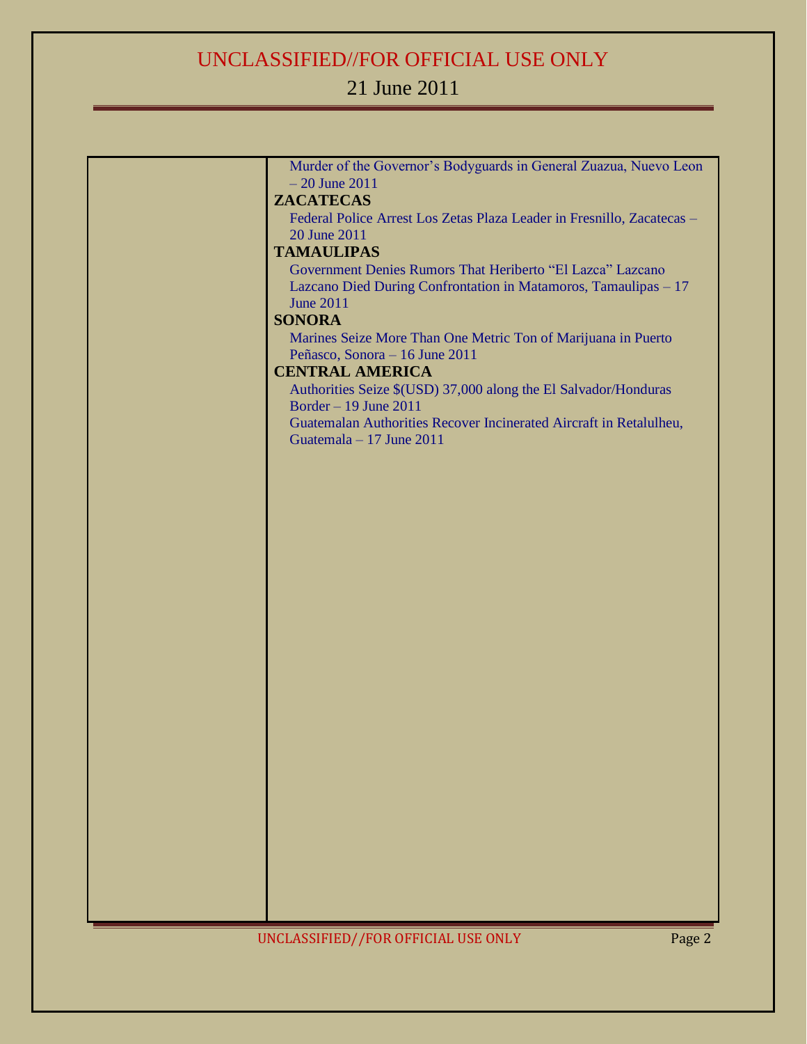Murder of the Governor's Bodyguards in General Zuazua, Nuevo Leon – 20 June 2011

**ZACATECAS**

Federal Police Arrest Los Zetas Plaza Leader in Fresnillo, Zacatecas – 20 June 2011

**TAMAULIPAS**

Government Denies Rumors That Heriberto "El Lazca" Lazcano Lazcano Died During Confrontation in Matamoros, Tamaulipas – 17 June 2011

**SONORA**

Marines Seize More Than One Metric Ton of Marijuana in Puerto Peñasco, Sonora – 16 June 2011

**CENTRAL AMERICA**

Authorities Seize $(USD) 37,000 along the El Salvador/Honduras Border – 19 June 2011

Guatemalan Authorities Recover Incinerated Aircraft in Retalulheu, Guatemala – 17 June 2011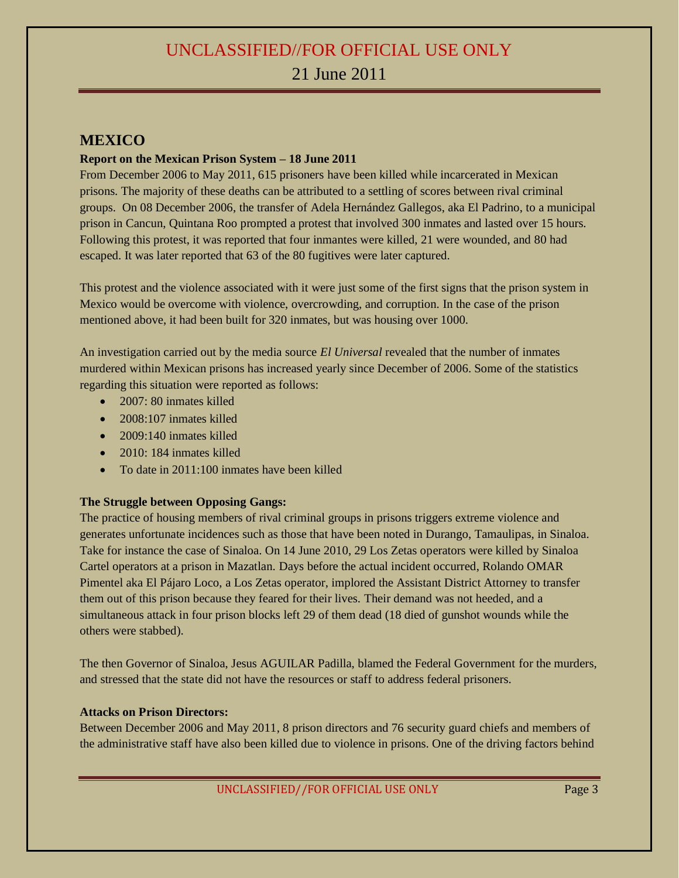## MEXICO

**Report on the Mexican Prison System – 18 June 2011**

From December 2006 to May 2011, 615 prisoners have been killed while incarcerated in Mexican prisons. The majority of these deaths can be attributed to a settling of scores between rival criminal groups. On 08 December 2006, the transfer of Adela Hernández Gallegos, aka El Padrino, to a municipal prison in Cancun, Quintana Roo prompted a protest that involved 300 inmates and lasted over 15 hours. Following this protest, it was reported that four inmantes were killed, 21 were wounded, and 80 had escaped. It was later reported that 63 of the 80 fugitives were later captured.

This protest and the violence associated with it were just some of the first signs that the prison system in Mexico would be overcome with violence, overcrowding, and corruption. In the case of the prison mentioned above, it had been built for 320 inmates, but was housing over 1000.

An investigation carried out by the media source *El Universal* revealed that the number of inmates murdered within Mexican prisons has increased yearly since December of 2006. Some of the statistics regarding this situation were reported as follows:

- 2007: 80 inmates killed
- 2008:107 inmates killed
- 2009:140 inmates killed
- 2010: 184 inmates killed
- To date in 2011:100 inmates have been killed

**The Struggle between Opposing Gangs:**

The practice of housing members of rival criminal groups in prisons triggers extreme violence and generates unfortunate incidences such as those that have been noted in Durango, Tamaulipas, in Sinaloa. Take for instance the case of Sinaloa. On 14 June 2010, 29 Los Zetas operators were killed by Sinaloa Cartel operators at a prison in Mazatlan. Days before the actual incident occurred, Rolando OMAR Pimentel aka El Pájaro Loco, a Los Zetas operator, implored the Assistant District Attorney to transfer them out of this prison because they feared for their lives. Their demand was not heeded, and a simultaneous attack in four prison blocks left 29 of them dead (18 died of gunshot wounds while the others were stabbed).

The then Governor of Sinaloa, Jesus AGUILAR Padilla, blamed the Federal Government for the murders, and stressed that the state did not have the resources or staff to address federal prisoners.

**Attacks on Prison Directors:**

Between December 2006 and May 2011, 8 prison directors and 76 security guard chiefs and members of the administrative staff have also been killed due to violence in prisons. One of the driving factors behind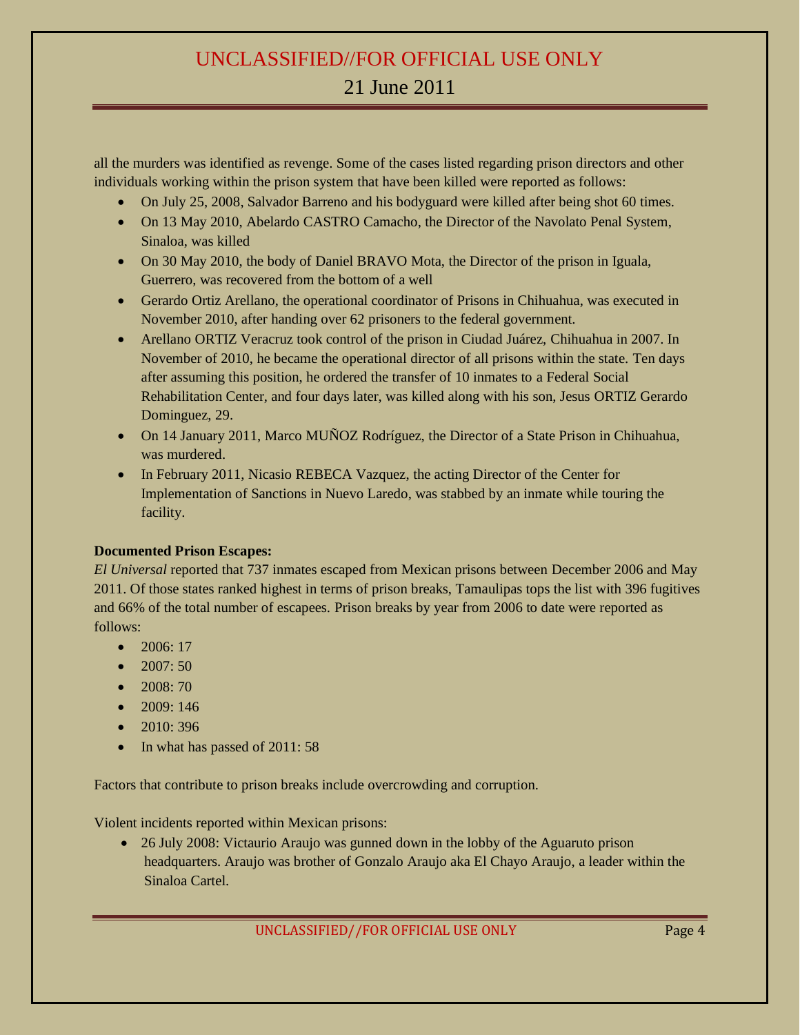all the murders was identified as revenge. Some of the cases listed regarding prison directors and other individuals working within the prison system that have been killed were reported as follows:

- On July 25, 2008, Salvador Barreno and his bodyguard were killed after being shot 60 times.
- On 13 May 2010, Abelardo CASTRO Camacho, the Director of the Navolato Penal System, Sinaloa, was killed
- On 30 May 2010, the body of Daniel BRAVO Mota, the Director of the prison in Iguala, Guerrero, was recovered from the bottom of a well
- Gerardo Ortiz Arellano, the operational coordinator of Prisons in Chihuahua, was executed in November 2010, after handing over 62 prisoners to the federal government.
- Arellano ORTIZ Veracruz took control of the prison in Ciudad Juárez, Chihuahua in 2007. In November of 2010, he became the operational director of all prisons within the state. Ten days after assuming this position, he ordered the transfer of 10 inmates to a Federal Social Rehabilitation Center, and four days later, was killed along with his son, Jesus ORTIZ Gerardo Dominguez, 29.
- On 14 January 2011, Marco MUÑOZ Rodríguez, the Director of a State Prison in Chihuahua, was murdered.
- In February 2011, Nicasio REBECA Vazquez, the acting Director of the Center for Implementation of Sanctions in Nuevo Laredo, was stabbed by an inmate while touring the facility.

**Documented Prison Escapes:**

*El Universal* reported that 737 inmates escaped from Mexican prisons between December 2006 and May 2011. Of those states ranked highest in terms of prison breaks, Tamaulipas tops the list with 396 fugitives and 66% of the total number of escapees. Prison breaks by year from 2006 to date were reported as follows:

- 2006: 17
- 2007: 50
- 2008: 70
- 2009: 146
- 2010: 396
- In what has passed of 2011: 58

Factors that contribute to prison breaks include overcrowding and corruption.

Violent incidents reported within Mexican prisons:

- 26 July 2008: Victaurio Araujo was gunned down in the lobby of the Aguaruto prison headquarters. Araujo was brother of Gonzalo Araujo aka El Chayo Araujo, a leader within the Sinaloa Cartel.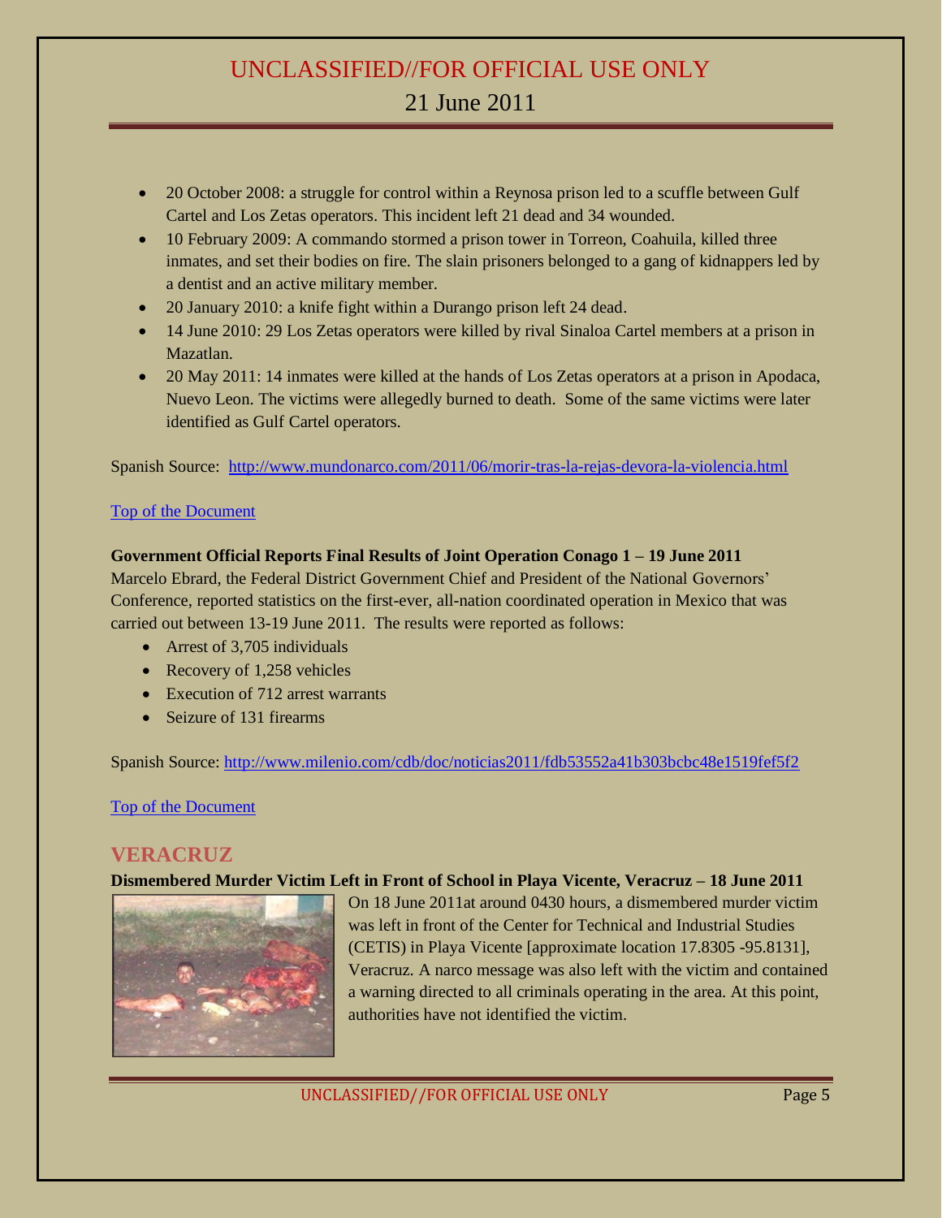- 20 October 2008: a struggle for control within a Reynosa prison led to a scuffle between Gulf Cartel and Los Zetas operators. This incident left 21 dead and 34 wounded.
- 10 February 2009: A commando stormed a prison tower in Torreon, Coahuila, killed three inmates, and set their bodies on fire. The slain prisoners belonged to a gang of kidnappers led by a dentist and an active military member.
- 20 January 2010: a knife fight within a Durango prison left 24 dead.
- 14 June 2010: 29 Los Zetas operators were killed by rival Sinaloa Cartel members at a prison in Mazatlan.
- 20 May 2011: 14 inmates were killed at the hands of Los Zetas operators at a prison in Apodaca, Nuevo Leon. The victims were allegedly burned to death. Some of the same victims were later identified as Gulf Cartel operators.

Spanish Source: http://www.mundonarco.com/2011/06/morir-tras-la-rejas-devora-la-violencia.html

Top of the Document

**Government Official Reports Final Results of Joint Operation Conago 1 – 19 June 2011**

Marcelo Ebrard, the Federal District Government Chief and President of the National Governors' Conference, reported statistics on the first-ever, all-nation coordinated operation in Mexico that was carried out between 13-19 June 2011. The results were reported as follows:

- Arrest of 3,705 individuals
- Recovery of 1,258 vehicles
- Execution of 712 arrest warrants
- Seizure of 131 firearms

Spanish Source: http://www.milenio.com/cdb/doc/noticias2011/fdb53552a41b303bcbc48e1519fef5f2

Top of the Document

## VERACRUZ

**Dismembered Murder Victim Left in Front of School in Playa Vicente, Veracruz – 18 June 2011**

On 18 June 2011at around 0430 hours, a dismembered murder victim was left in front of the Center for Technical and Industrial Studies (CETIS) in Playa Vicente [approximate location 17.8305 -95.8131], Veracruz. A narco message was also left with the victim and contained a warning directed to all criminals operating in the area. At this point, authorities have not identified the victim.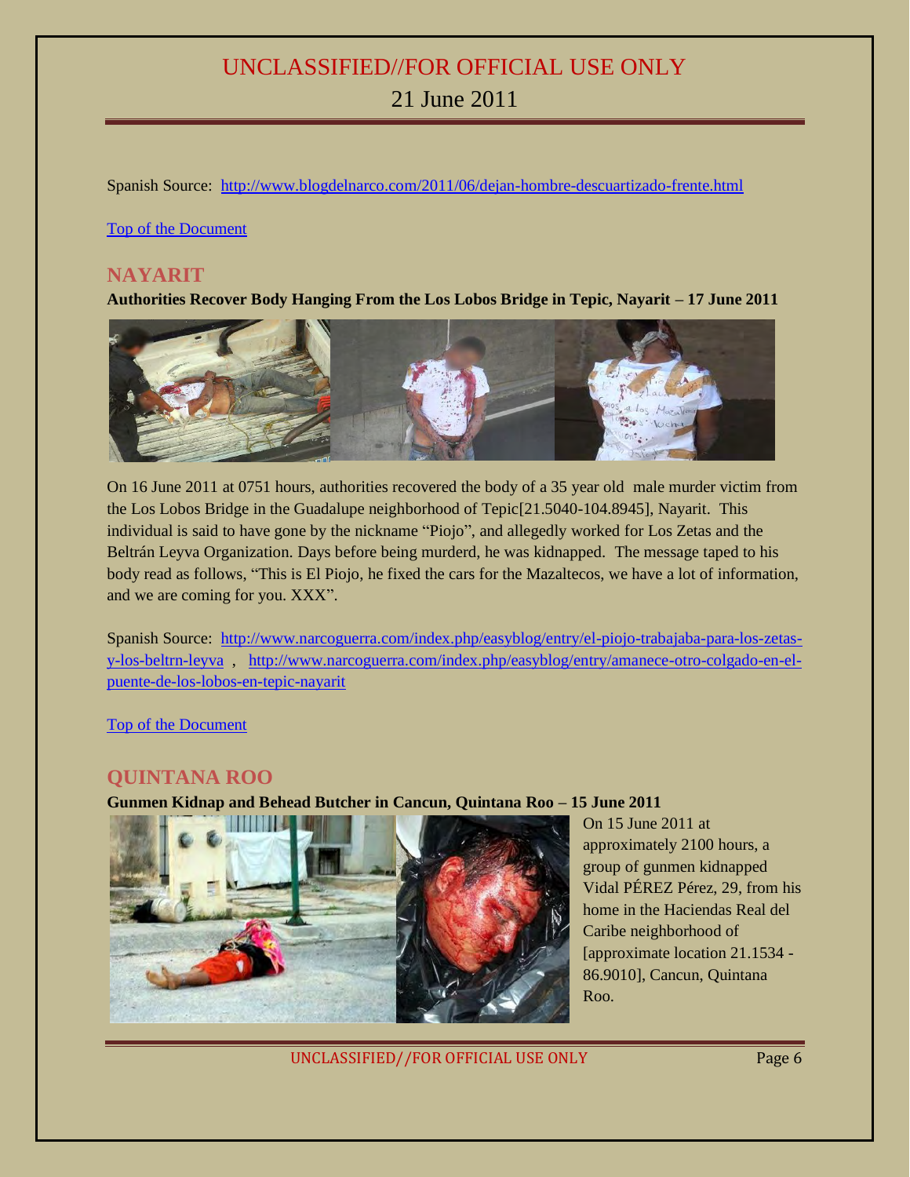Spanish Source: [http://www.blogdelnarco.com/2011/06/dejan-hombre-descuartizado-frente.html](http://www.blogdelnarco.com/2011/06/dejan-hombre-descuartizado-frente.html)

[Top of the Document](#)

## NAYARIT

**Authorities Recover Body Hanging From the Los Lobos Bridge in Tepic, Nayarit – 17 June 2011**

On 16 June 2011 at 0751 hours, authorities recovered the body of a 35 year old male murder victim from the Los Lobos Bridge in the Guadalupe neighborhood of Tepic[21.5040-104.8945], Nayarit. This individual is said to have gone by the nickname "Piojo", and allegedly worked for Los Zetas and the Beltrán Leyva Organization. Days before being murderd, he was kidnapped. The message taped to his body read as follows, "This is El Piojo, he fixed the cars for the Mazaltecos, we have a lot of information, and we are coming for you. XXX".

Spanish Source: [http://www.narcoguerra.com/index.php/easyblog/entry/el-piojo-trabajaba-para-los-zetas-y-los-beltrn-leyva](http://www.narcoguerra.com/index.php/easyblog/entry/el-piojo-trabajaba-para-los-zetas-y-los-beltrn-leyva) , [http://www.narcoguerra.com/index.php/easyblog/entry/amanece-otro-colgado-en-el-puente-de-los-lobos-en-tepic-nayarit](http://www.narcoguerra.com/index.php/easyblog/entry/amanece-otro-colgado-en-el-puente-de-los-lobos-en-tepic-nayarit)

[Top of the Document](#)

## QUINTANA ROO

**Gunmen Kidnap and Behead Butcher in Cancun, Quintana Roo – 15 June 2011**

On 15 June 2011 at approximately 2100 hours, a group of gunmen kidnapped Vidal PÉREZ Pérez, 29, from his home in the Haciendas Real del Caribe neighborhood of [approximate location 21.1534 -86.9010], Cancun, Quintana Roo.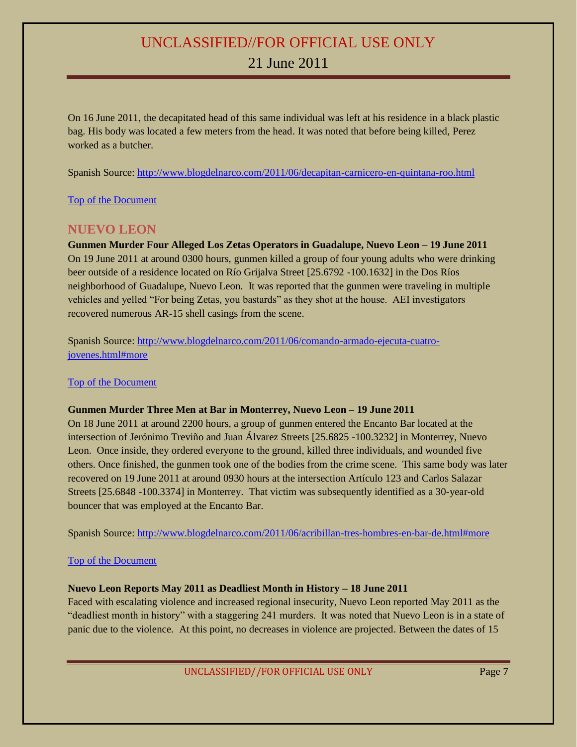On 16 June 2011, the decapitated head of this same individual was left at his residence in a black plastic bag. His body was located a few meters from the head. It was noted that before being killed, Perez worked as a butcher.

Spanish Source: http://www.blogdelnarco.com/2011/06/decapitan-carnicero-en-quintana-roo.html

Top of the Document

## NUEVO LEON

**Gunmen Murder Four Alleged Los Zetas Operators in Guadalupe, Nuevo Leon – 19 June 2011**

On 19 June 2011 at around 0300 hours, gunmen killed a group of four young adults who were drinking beer outside of a residence located on Río Grijalva Street [25.6792 -100.1632] in the Dos Ríos neighborhood of Guadalupe, Nuevo Leon. It was reported that the gunmen were traveling in multiple vehicles and yelled "For being Zetas, you bastards" as they shot at the house. AEI investigators recovered numerous AR-15 shell casings from the scene.

Spanish Source: http://www.blogdelnarco.com/2011/06/comando-armado-ejecuta-cuatro-jovenes.html#more

Top of the Document

**Gunmen Murder Three Men at Bar in Monterrey, Nuevo Leon – 19 June 2011**

On 18 June 2011 at around 2200 hours, a group of gunmen entered the Encanto Bar located at the intersection of Jerónimo Treviño and Juan Álvarez Streets [25.6825 -100.3232] in Monterrey, Nuevo Leon. Once inside, they ordered everyone to the ground, killed three individuals, and wounded five others. Once finished, the gunmen took one of the bodies from the crime scene. This same body was later recovered on 19 June 2011 at around 0930 hours at the intersection Artículo 123 and Carlos Salazar Streets [25.6848 -100.3374] in Monterrey. That victim was subsequently identified as a 30-year-old bouncer that was employed at the Encanto Bar.

Spanish Source: http://www.blogdelnarco.com/2011/06/acribillan-tres-hombres-en-bar-de.html#more

Top of the Document

**Nuevo Leon Reports May 2011 as Deadliest Month in History – 18 June 2011**

Faced with escalating violence and increased regional insecurity, Nuevo Leon reported May 2011 as the "deadliest month in history" with a staggering 241 murders. It was noted that Nuevo Leon is in a state of panic due to the violence. At this point, no decreases in violence are projected. Between the dates of 15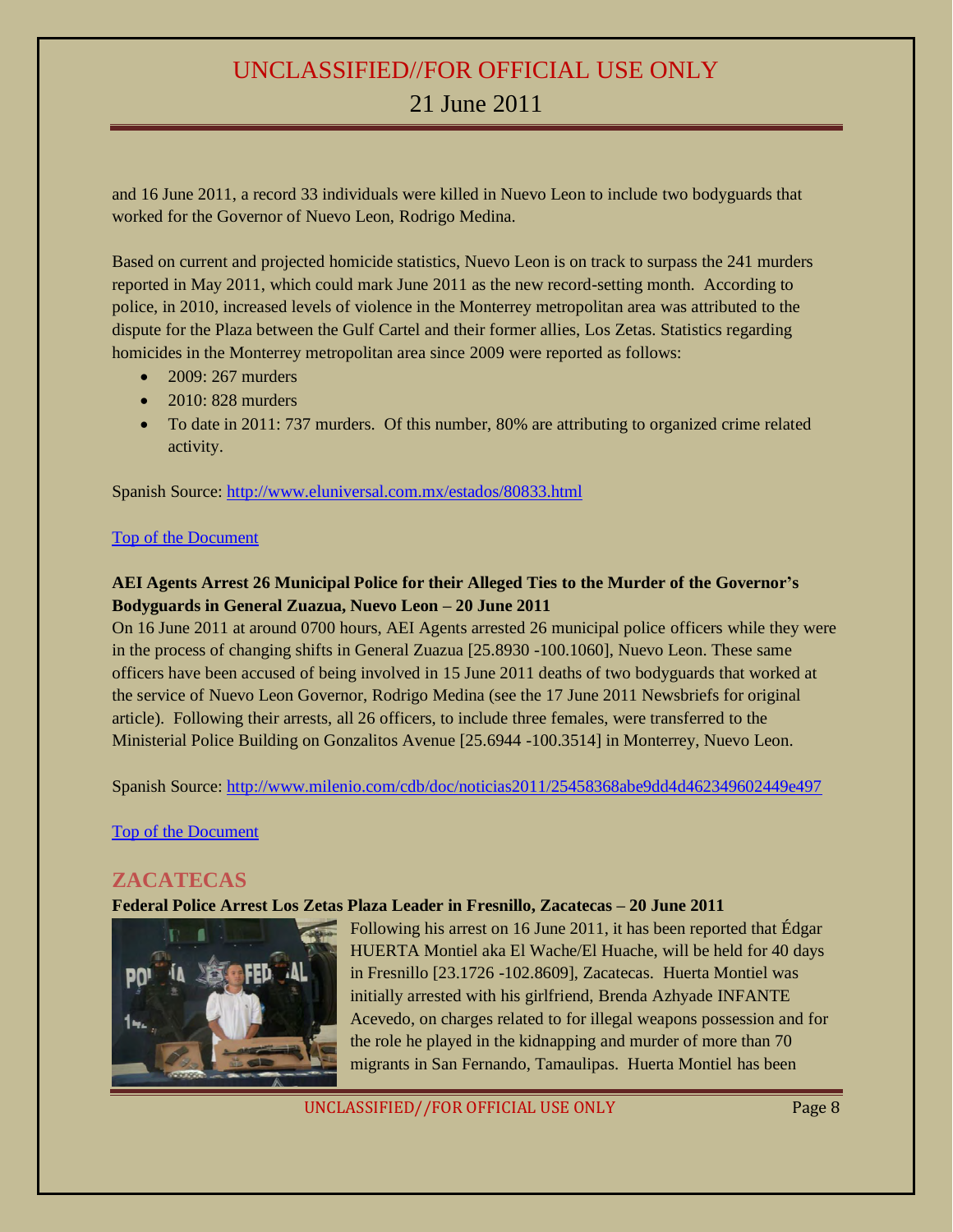and 16 June 2011, a record 33 individuals were killed in Nuevo Leon to include two bodyguards that worked for the Governor of Nuevo Leon, Rodrigo Medina.

Based on current and projected homicide statistics, Nuevo Leon is on track to surpass the 241 murders reported in May 2011, which could mark June 2011 as the new record-setting month. According to police, in 2010, increased levels of violence in the Monterrey metropolitan area was attributed to the dispute for the Plaza between the Gulf Cartel and their former allies, Los Zetas. Statistics regarding homicides in the Monterrey metropolitan area since 2009 were reported as follows:

- 2009: 267 murders
- 2010: 828 murders
- To date in 2011: 737 murders. Of this number, 80% are attributing to organized crime related activity.

Spanish Source: http://www.eluniversal.com.mx/estados/80833.html

Top of the Document

**AEI Agents Arrest 26 Municipal Police for their Alleged Ties to the Murder of the Governor's Bodyguards in General Zuazua, Nuevo Leon – 20 June 2011**

On 16 June 2011 at around 0700 hours, AEI Agents arrested 26 municipal police officers while they were in the process of changing shifts in General Zuazua [25.8930 -100.1060], Nuevo Leon. These same officers have been accused of being involved in 15 June 2011 deaths of two bodyguards that worked at the service of Nuevo Leon Governor, Rodrigo Medina (see the 17 June 2011 Newsbriefs for original article). Following their arrests, all 26 officers, to include three females, were transferred to the Ministerial Police Building on Gonzalitos Avenue [25.6944 -100.3514] in Monterrey, Nuevo Leon.

Spanish Source: http://www.milenio.com/cdb/doc/noticias2011/25458368abe9dd4d462349602449e497

Top of the Document

## ZACATECAS

**Federal Police Arrest Los Zetas Plaza Leader in Fresnillo, Zacatecas – 20 June 2011**

Following his arrest on 16 June 2011, it has been reported that Édgar HUERTA Montiel aka El Wache/El Huache, will be held for 40 days in Fresnillo [23.1726 -102.8609], Zacatecas. Huerta Montiel was initially arrested with his girlfriend, Brenda Azhyade INFANTE Acevedo, on charges related to for illegal weapons possession and for the role he played in the kidnapping and murder of more than 70 migrants in San Fernando, Tamaulipas. Huerta Montiel has been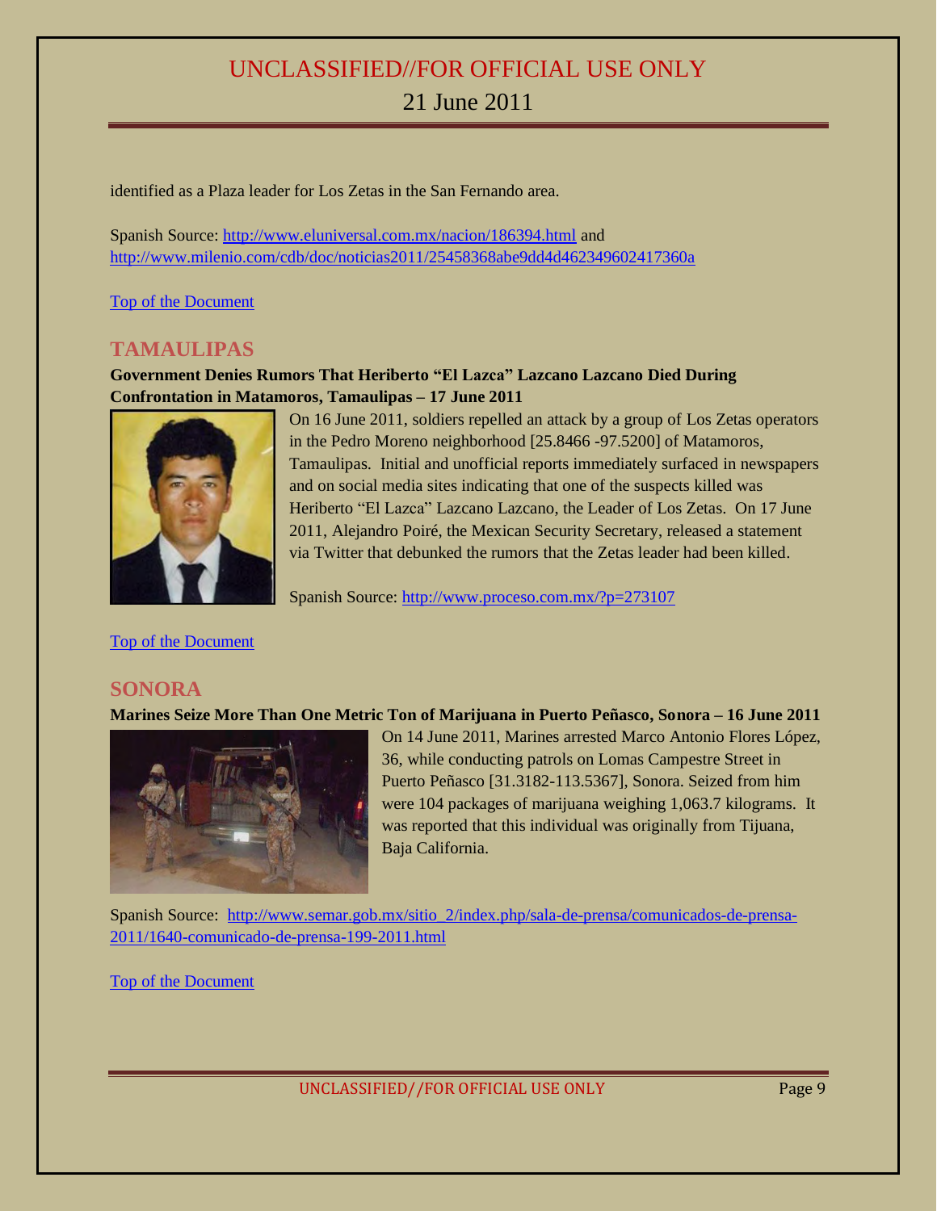identified as a Plaza leader for Los Zetas in the San Fernando area.

Spanish Source: http://www.eluniversal.com.mx/nacion/186394.html and http://www.milenio.com/cdb/doc/noticias2011/25458368abe9dd4d462349602417360a

Top of the Document

## TAMAULIPAS

**Government Denies Rumors That Heriberto "El Lazca" Lazcano Lazcano Died During Confrontation in Matamoros, Tamaulipas – 17 June 2011**

On 16 June 2011, soldiers repelled an attack by a group of Los Zetas operators in the Pedro Moreno neighborhood [25.8466 -97.5200] of Matamoros, Tamaulipas. Initial and unofficial reports immediately surfaced in newspapers and on social media sites indicating that one of the suspects killed was Heriberto "El Lazca" Lazcano Lazcano, the Leader of Los Zetas. On 17 June 2011, Alejandro Poiré, the Mexican Security Secretary, released a statement via Twitter that debunked the rumors that the Zetas leader had been killed.

Spanish Source: http://www.proceso.com.mx/?p=273107

Top of the Document

## SONORA

**Marines Seize More Than One Metric Ton of Marijuana in Puerto Peñasco, Sonora – 16 June 2011**

On 14 June 2011, Marines arrested Marco Antonio Flores López, 36, while conducting patrols on Lomas Campestre Street in Puerto Peñasco [31.3182-113.5367], Sonora. Seized from him were 104 packages of marijuana weighing 1,063.7 kilograms. It was reported that this individual was originally from Tijuana, Baja California.

Spanish Source: http://www.semar.gob.mx/sitio_2/index.php/sala-de-prensa/comunicados-de-prensa-2011/1640-comunicado-de-prensa-199-2011.html

Top of the Document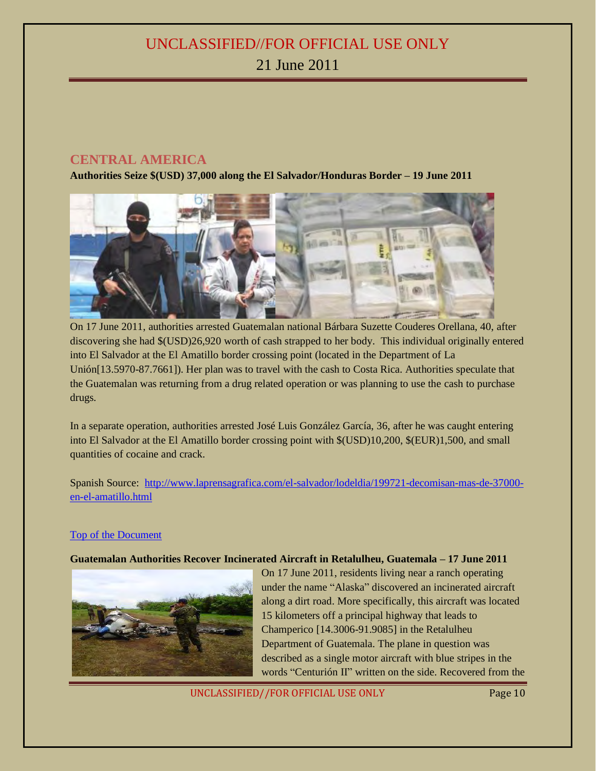## CENTRAL AMERICA

**Authorities Seize $(USD) 37,000 along the El Salvador/Honduras Border – 19 June 2011**

On 17 June 2011, authorities arrested Guatemalan national Bárbara Suzette Couderes Orellana, 40, after discovering she had $(USD)26,920 worth of cash strapped to her body. This individual originally entered into El Salvador at the El Amatillo border crossing point (located in the Department of La Unión[13.5970-87.7661]). Her plan was to travel with the cash to Costa Rica. Authorities speculate that the Guatemalan was returning from a drug related operation or was planning to use the cash to purchase drugs.

In a separate operation, authorities arrested José Luis González García, 36, after he was caught entering into El Salvador at the El Amatillo border crossing point with $(USD)10,200, $(EUR)1,500, and small quantities of cocaine and crack.

Spanish Source: http://www.laprensagrafica.com/el-salvador/lodeldia/199721-decomisan-mas-de-37000-en-el-amatillo.html

Top of the Document

**Guatemalan Authorities Recover Incinerated Aircraft in Retalulheu, Guatemala – 17 June 2011**

On 17 June 2011, residents living near a ranch operating under the name "Alaska" discovered an incinerated aircraft along a dirt road. More specifically, this aircraft was located 15 kilometers off a principal highway that leads to Champerico [14.3006-91.9085] in the Retalulheu Department of Guatemala. The plane in question was described as a single motor aircraft with blue stripes in the words "Centurión II" written on the side. Recovered from the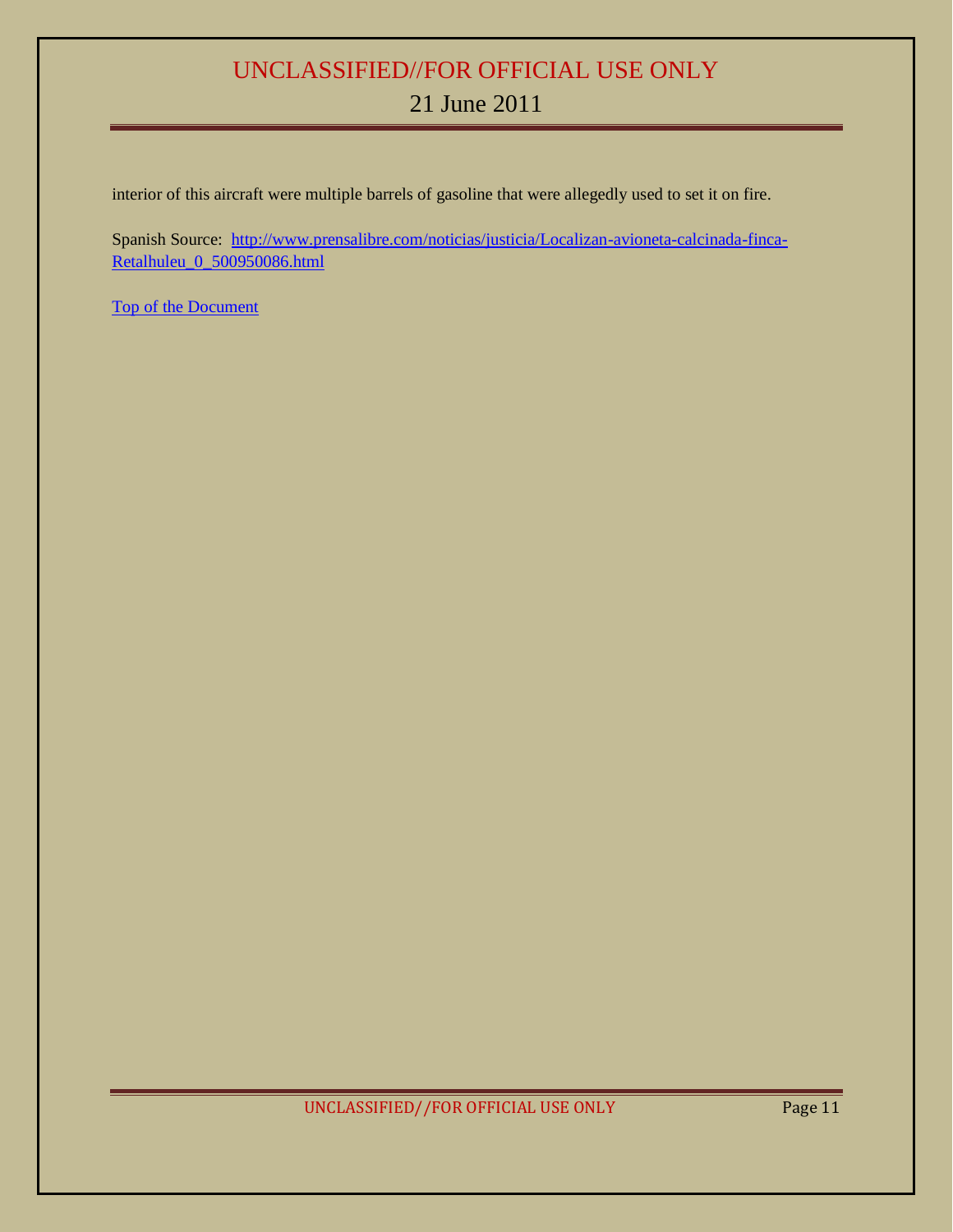interior of this aircraft were multiple barrels of gasoline that were allegedly used to set it on fire.

Spanish Source: [http://www.prensalibre.com/noticias/justicia/Localizan-avioneta-calcinada-finca-Retalhuleu_0_500950086.html](http://www.prensalibre.com/noticias/justicia/Localizan-avioneta-calcinada-finca-Retalhuleu_0_500950086.html)

Top of the Document